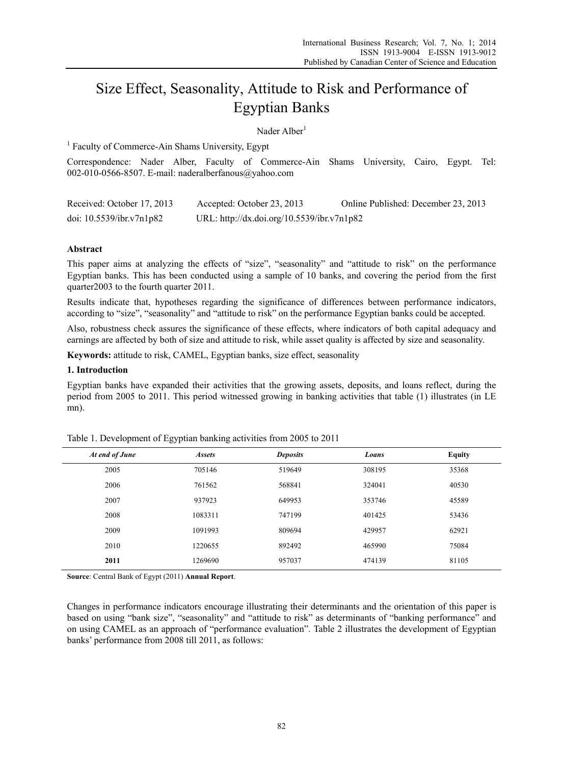# Size Effect, Seasonality, Attitude to Risk and Performance of Egyptian Banks

Nader Alber[1]

[1] Faculty of Commerce-Ain Shams University, Egypt

Correspondence: Nader Alber, Faculty of Commerce-Ain Shams University, Cairo, Egypt. Tel: 002-010-0566-8507. E-mail: naderalberfanous@yahoo.com

Received: October 17, 2013  Accepted: October 23, 2013  Online Published: December 23, 2013

doi: 10.5539/ibr.v7n1p82  URL: http://dx.doi.org/10.5539/ibr.v7n1p82

## Abstract

This paper aims at analyzing the effects of "size", "seasonality" and "attitude to risk" on the performance Egyptian banks. This has been conducted using a sample of 10 banks, and covering the period from the first quarter2003 to the fourth quarter 2011.

Results indicate that, hypotheses regarding the significance of differences between performance indicators, according to "size", "seasonality" and "attitude to risk" on the performance Egyptian banks could be accepted.

Also, robustness check assures the significance of these effects, where indicators of both capital adequacy and earnings are affected by both of size and attitude to risk, while asset quality is affected by size and seasonality.

**Keywords:** attitude to risk, CAMEL, Egyptian banks, size effect, seasonality

## 1. Introduction

Egyptian banks have expanded their activities that the growing assets, deposits, and loans reflect, during the period from 2005 to 2011. This period witnessed growing in banking activities that table (1) illustrates (in LE mn).

Table 1. Development of Egyptian banking activities from 2005 to 2011

| *At end of June* | *Assets* | *Deposits* | *Loans* | **Equity** |
|---|---|---|---|---|
| 2005 | 705146 | 519649 | 308195 | 35368 |
| 2006 | 761562 | 568841 | 324041 | 40530 |
| 2007 | 937923 | 649953 | 353746 | 45589 |
| 2008 | 1083311 | 747199 | 401425 | 53436 |
| 2009 | 1091993 | 809694 | 429957 | 62921 |
| 2010 | 1220655 | 892492 | 465990 | 75084 |
| **2011** | 1269690 | 957037 | 474139 | 81105 |

**Source**: Central Bank of Egypt (2011) **Annual Report**.

Changes in performance indicators encourage illustrating their determinants and the orientation of this paper is based on using "bank size", "seasonality" and "attitude to risk" as determinants of "banking performance" and on using CAMEL as an approach of "performance evaluation". Table 2 illustrates the development of Egyptian banks' performance from 2008 till 2011, as follows: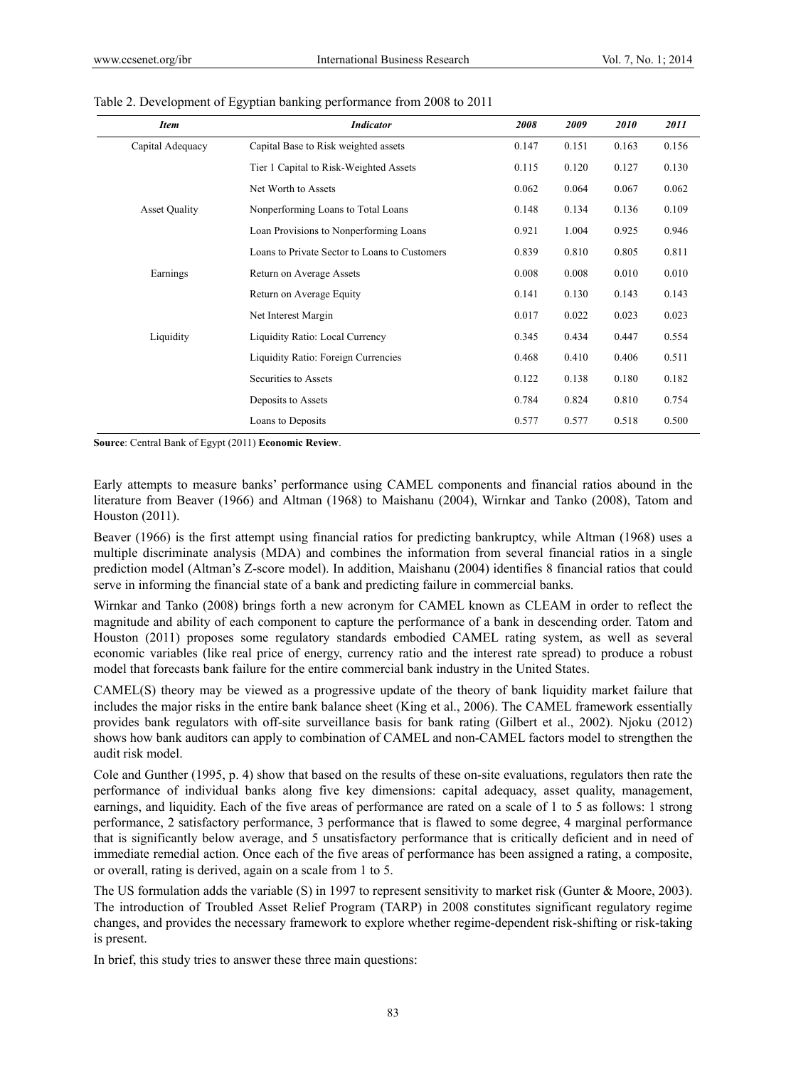Table 2. Development of Egyptian banking performance from 2008 to 2011

| *Item* | *Indicator* | *2008* | *2009* | *2010* | *2011* |
|---|---|---|---|---|---|
| Capital Adequacy | Capital Base to Risk weighted assets | 0.147 | 0.151 | 0.163 | 0.156 |
| | Tier 1 Capital to Risk-Weighted Assets | 0.115 | 0.120 | 0.127 | 0.130 |
| | Net Worth to Assets | 0.062 | 0.064 | 0.067 | 0.062 |
| Asset Quality | Nonperforming Loans to Total Loans | 0.148 | 0.134 | 0.136 | 0.109 |
| | Loan Provisions to Nonperforming Loans | 0.921 | 1.004 | 0.925 | 0.946 |
| | Loans to Private Sector to Loans to Customers | 0.839 | 0.810 | 0.805 | 0.811 |
| Earnings | Return on Average Assets | 0.008 | 0.008 | 0.010 | 0.010 |
| | Return on Average Equity | 0.141 | 0.130 | 0.143 | 0.143 |
| | Net Interest Margin | 0.017 | 0.022 | 0.023 | 0.023 |
| Liquidity | Liquidity Ratio: Local Currency | 0.345 | 0.434 | 0.447 | 0.554 |
| | Liquidity Ratio: Foreign Currencies | 0.468 | 0.410 | 0.406 | 0.511 |
| | Securities to Assets | 0.122 | 0.138 | 0.180 | 0.182 |
| | Deposits to Assets | 0.784 | 0.824 | 0.810 | 0.754 |
| | Loans to Deposits | 0.577 | 0.577 | 0.518 | 0.500 |

**Source**: Central Bank of Egypt (2011) **Economic Review**.

Early attempts to measure banks' performance using CAMEL components and financial ratios abound in the literature from Beaver (1966) and Altman (1968) to Maishanu (2004), Wirnkar and Tanko (2008), Tatom and Houston (2011).

Beaver (1966) is the first attempt using financial ratios for predicting bankruptcy, while Altman (1968) uses a multiple discriminate analysis (MDA) and combines the information from several financial ratios in a single prediction model (Altman's Z-score model). In addition, Maishanu (2004) identifies 8 financial ratios that could serve in informing the financial state of a bank and predicting failure in commercial banks.

Wirnkar and Tanko (2008) brings forth a new acronym for CAMEL known as CLEAM in order to reflect the magnitude and ability of each component to capture the performance of a bank in descending order. Tatom and Houston (2011) proposes some regulatory standards embodied CAMEL rating system, as well as several economic variables (like real price of energy, currency ratio and the interest rate spread) to produce a robust model that forecasts bank failure for the entire commercial bank industry in the United States.

CAMEL(S) theory may be viewed as a progressive update of the theory of bank liquidity market failure that includes the major risks in the entire bank balance sheet (King et al., 2006). The CAMEL framework essentially provides bank regulators with off-site surveillance basis for bank rating (Gilbert et al., 2002). Njoku (2012) shows how bank auditors can apply to combination of CAMEL and non-CAMEL factors model to strengthen the audit risk model.

Cole and Gunther (1995, p. 4) show that based on the results of these on-site evaluations, regulators then rate the performance of individual banks along five key dimensions: capital adequacy, asset quality, management, earnings, and liquidity. Each of the five areas of performance are rated on a scale of 1 to 5 as follows: 1 strong performance, 2 satisfactory performance, 3 performance that is flawed to some degree, 4 marginal performance that is significantly below average, and 5 unsatisfactory performance that is critically deficient and in need of immediate remedial action. Once each of the five areas of performance has been assigned a rating, a composite, or overall, rating is derived, again on a scale from 1 to 5.

The US formulation adds the variable (S) in 1997 to represent sensitivity to market risk (Gunter & Moore, 2003). The introduction of Troubled Asset Relief Program (TARP) in 2008 constitutes significant regulatory regime changes, and provides the necessary framework to explore whether regime-dependent risk-shifting or risk-taking is present.

In brief, this study tries to answer these three main questions: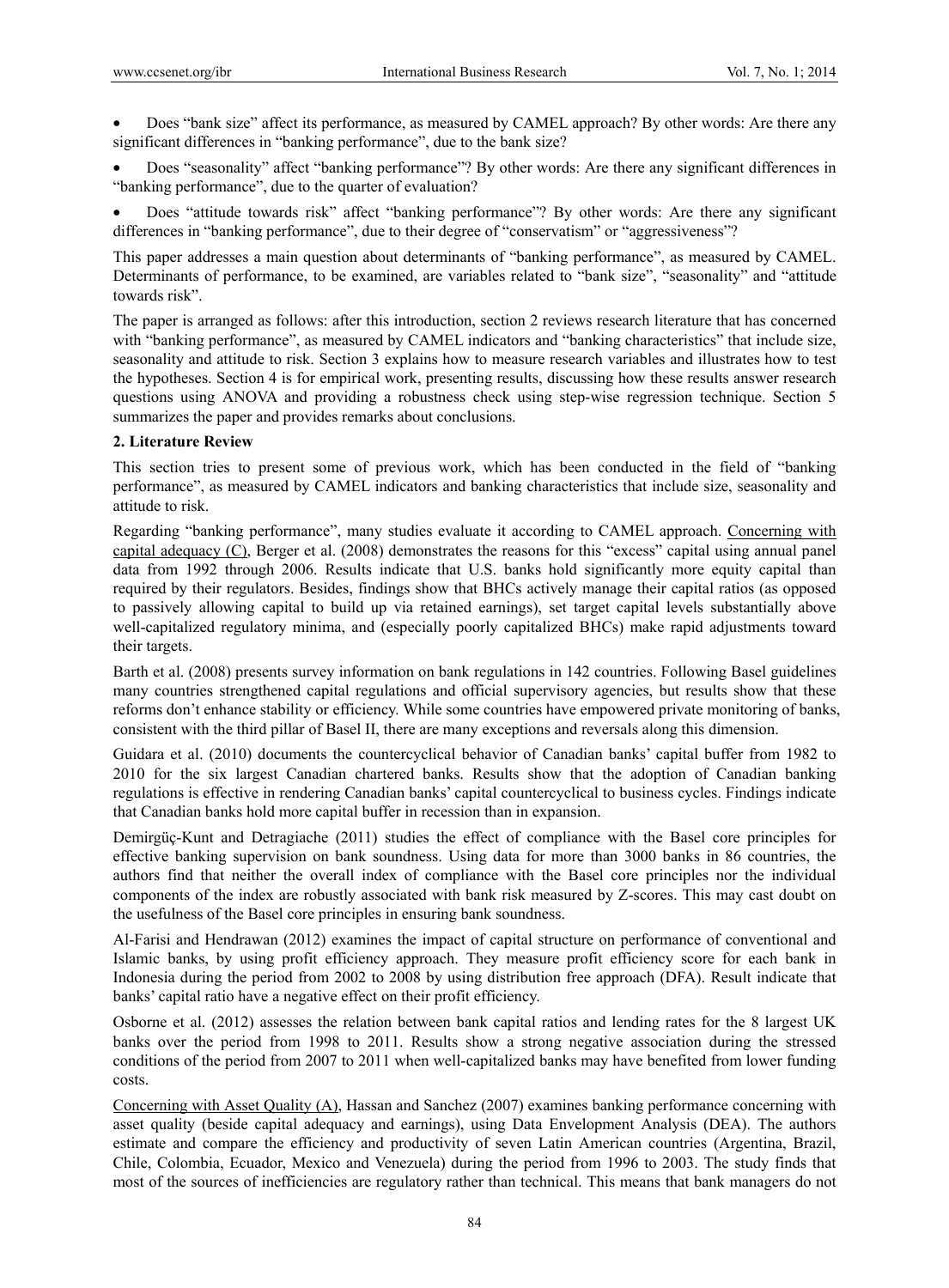- Does "bank size" affect its performance, as measured by CAMEL approach? By other words: Are there any significant differences in "banking performance", due to the bank size?
- Does "seasonality" affect "banking performance"? By other words: Are there any significant differences in "banking performance", due to the quarter of evaluation?
- Does "attitude towards risk" affect "banking performance"? By other words: Are there any significant differences in "banking performance", due to their degree of "conservatism" or "aggressiveness"?

This paper addresses a main question about determinants of "banking performance", as measured by CAMEL. Determinants of performance, to be examined, are variables related to "bank size", "seasonality" and "attitude towards risk".

The paper is arranged as follows: after this introduction, section 2 reviews research literature that has concerned with "banking performance", as measured by CAMEL indicators and "banking characteristics" that include size, seasonality and attitude to risk. Section 3 explains how to measure research variables and illustrates how to test the hypotheses. Section 4 is for empirical work, presenting results, discussing how these results answer research questions using ANOVA and providing a robustness check using step-wise regression technique. Section 5 summarizes the paper and provides remarks about conclusions.

## 2. Literature Review

This section tries to present some of previous work, which has been conducted in the field of "banking performance", as measured by CAMEL indicators and banking characteristics that include size, seasonality and attitude to risk.

Regarding "banking performance", many studies evaluate it according to CAMEL approach. Concerning with capital adequacy (C), Berger et al. (2008) demonstrates the reasons for this "excess" capital using annual panel data from 1992 through 2006. Results indicate that U.S. banks hold significantly more equity capital than required by their regulators. Besides, findings show that BHCs actively manage their capital ratios (as opposed to passively allowing capital to build up via retained earnings), set target capital levels substantially above well-capitalized regulatory minima, and (especially poorly capitalized BHCs) make rapid adjustments toward their targets.

Barth et al. (2008) presents survey information on bank regulations in 142 countries. Following Basel guidelines many countries strengthened capital regulations and official supervisory agencies, but results show that these reforms don't enhance stability or efficiency. While some countries have empowered private monitoring of banks, consistent with the third pillar of Basel II, there are many exceptions and reversals along this dimension.

Guidara et al. (2010) documents the countercyclical behavior of Canadian banks' capital buffer from 1982 to 2010 for the six largest Canadian chartered banks. Results show that the adoption of Canadian banking regulations is effective in rendering Canadian banks' capital countercyclical to business cycles. Findings indicate that Canadian banks hold more capital buffer in recession than in expansion.

Demirgüç-Kunt and Detragiache (2011) studies the effect of compliance with the Basel core principles for effective banking supervision on bank soundness. Using data for more than 3000 banks in 86 countries, the authors find that neither the overall index of compliance with the Basel core principles nor the individual components of the index are robustly associated with bank risk measured by Z-scores. This may cast doubt on the usefulness of the Basel core principles in ensuring bank soundness.

Al-Farisi and Hendrawan (2012) examines the impact of capital structure on performance of conventional and Islamic banks, by using profit efficiency approach. They measure profit efficiency score for each bank in Indonesia during the period from 2002 to 2008 by using distribution free approach (DFA). Result indicate that banks' capital ratio have a negative effect on their profit efficiency.

Osborne et al. (2012) assesses the relation between bank capital ratios and lending rates for the 8 largest UK banks over the period from 1998 to 2011. Results show a strong negative association during the stressed conditions of the period from 2007 to 2011 when well-capitalized banks may have benefited from lower funding costs.

Concerning with Asset Quality (A), Hassan and Sanchez (2007) examines banking performance concerning with asset quality (beside capital adequacy and earnings), using Data Envelopment Analysis (DEA). The authors estimate and compare the efficiency and productivity of seven Latin American countries (Argentina, Brazil, Chile, Colombia, Ecuador, Mexico and Venezuela) during the period from 1996 to 2003. The study finds that most of the sources of inefficiencies are regulatory rather than technical. This means that bank managers do not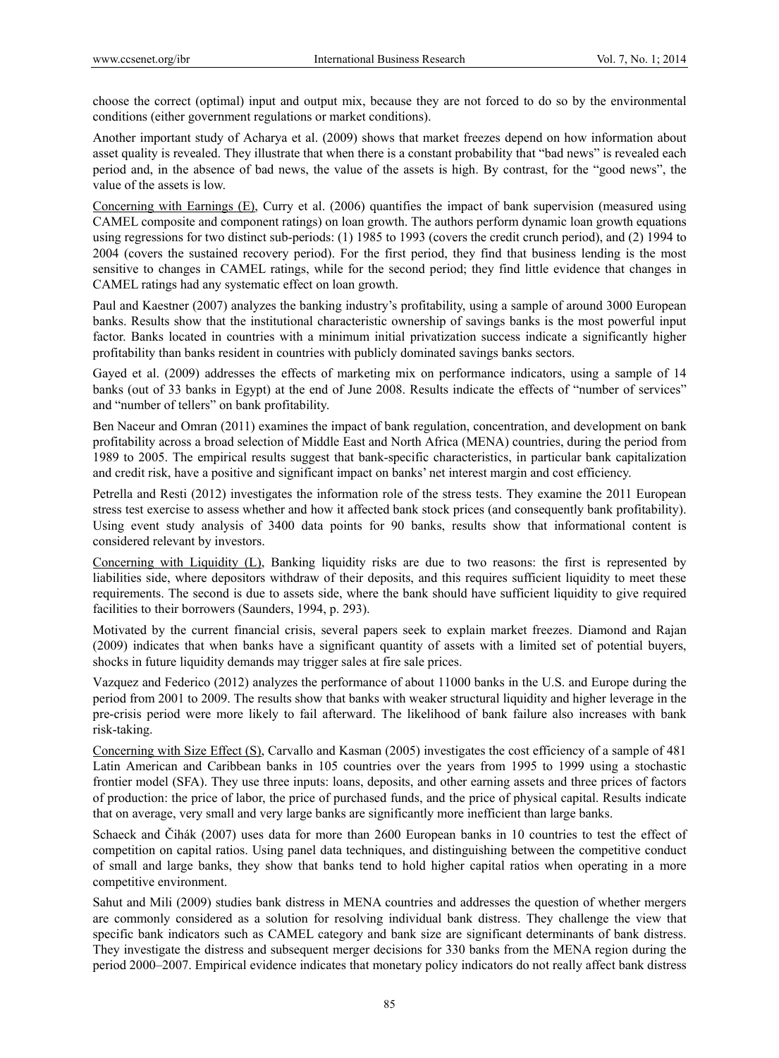choose the correct (optimal) input and output mix, because they are not forced to do so by the environmental conditions (either government regulations or market conditions).

Another important study of Acharya et al. (2009) shows that market freezes depend on how information about asset quality is revealed. They illustrate that when there is a constant probability that "bad news" is revealed each period and, in the absence of bad news, the value of the assets is high. By contrast, for the "good news", the value of the assets is low.

Concerning with Earnings (E), Curry et al. (2006) quantifies the impact of bank supervision (measured using CAMEL composite and component ratings) on loan growth. The authors perform dynamic loan growth equations using regressions for two distinct sub-periods: (1) 1985 to 1993 (covers the credit crunch period), and (2) 1994 to 2004 (covers the sustained recovery period). For the first period, they find that business lending is the most sensitive to changes in CAMEL ratings, while for the second period; they find little evidence that changes in CAMEL ratings had any systematic effect on loan growth.

Paul and Kaestner (2007) analyzes the banking industry's profitability, using a sample of around 3000 European banks. Results show that the institutional characteristic ownership of savings banks is the most powerful input factor. Banks located in countries with a minimum initial privatization success indicate a significantly higher profitability than banks resident in countries with publicly dominated savings banks sectors.

Gayed et al. (2009) addresses the effects of marketing mix on performance indicators, using a sample of 14 banks (out of 33 banks in Egypt) at the end of June 2008. Results indicate the effects of "number of services" and "number of tellers" on bank profitability.

Ben Naceur and Omran (2011) examines the impact of bank regulation, concentration, and development on bank profitability across a broad selection of Middle East and North Africa (MENA) countries, during the period from 1989 to 2005. The empirical results suggest that bank-specific characteristics, in particular bank capitalization and credit risk, have a positive and significant impact on banks' net interest margin and cost efficiency.

Petrella and Resti (2012) investigates the information role of the stress tests. They examine the 2011 European stress test exercise to assess whether and how it affected bank stock prices (and consequently bank profitability). Using event study analysis of 3400 data points for 90 banks, results show that informational content is considered relevant by investors.

Concerning with Liquidity (L), Banking liquidity risks are due to two reasons: the first is represented by liabilities side, where depositors withdraw of their deposits, and this requires sufficient liquidity to meet these requirements. The second is due to assets side, where the bank should have sufficient liquidity to give required facilities to their borrowers (Saunders, 1994, p. 293).

Motivated by the current financial crisis, several papers seek to explain market freezes. Diamond and Rajan (2009) indicates that when banks have a significant quantity of assets with a limited set of potential buyers, shocks in future liquidity demands may trigger sales at fire sale prices.

Vazquez and Federico (2012) analyzes the performance of about 11000 banks in the U.S. and Europe during the period from 2001 to 2009. The results show that banks with weaker structural liquidity and higher leverage in the pre-crisis period were more likely to fail afterward. The likelihood of bank failure also increases with bank risk-taking.

Concerning with Size Effect (S), Carvallo and Kasman (2005) investigates the cost efficiency of a sample of 481 Latin American and Caribbean banks in 105 countries over the years from 1995 to 1999 using a stochastic frontier model (SFA). They use three inputs: loans, deposits, and other earning assets and three prices of factors of production: the price of labor, the price of purchased funds, and the price of physical capital. Results indicate that on average, very small and very large banks are significantly more inefficient than large banks.

Schaeck and Čihák (2007) uses data for more than 2600 European banks in 10 countries to test the effect of competition on capital ratios. Using panel data techniques, and distinguishing between the competitive conduct of small and large banks, they show that banks tend to hold higher capital ratios when operating in a more competitive environment.

Sahut and Mili (2009) studies bank distress in MENA countries and addresses the question of whether mergers are commonly considered as a solution for resolving individual bank distress. They challenge the view that specific bank indicators such as CAMEL category and bank size are significant determinants of bank distress. They investigate the distress and subsequent merger decisions for 330 banks from the MENA region during the period 2000–2007. Empirical evidence indicates that monetary policy indicators do not really affect bank distress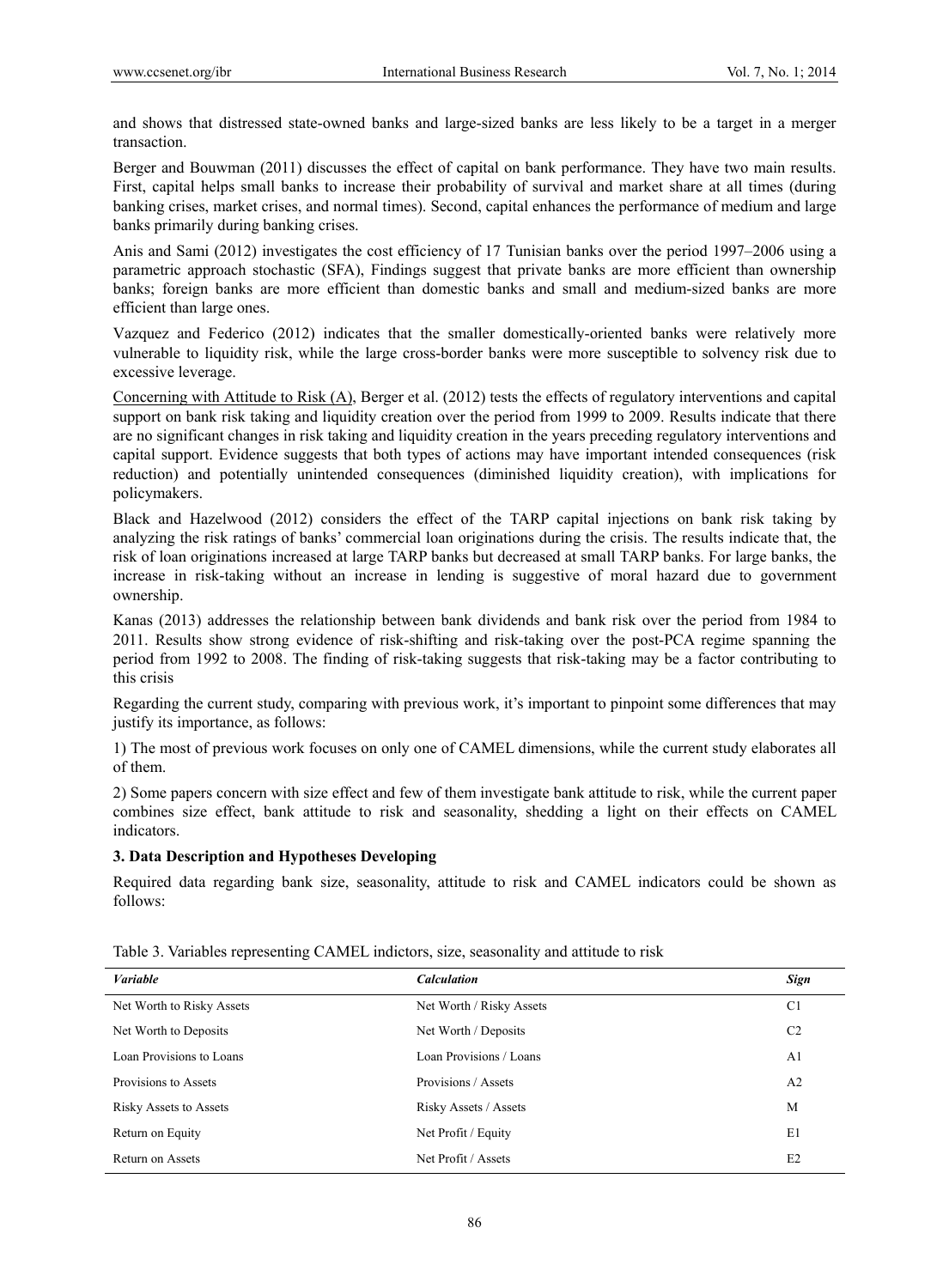and shows that distressed state-owned banks and large-sized banks are less likely to be a target in a merger transaction.

Berger and Bouwman (2011) discusses the effect of capital on bank performance. They have two main results. First, capital helps small banks to increase their probability of survival and market share at all times (during banking crises, market crises, and normal times). Second, capital enhances the performance of medium and large banks primarily during banking crises.

Anis and Sami (2012) investigates the cost efficiency of 17 Tunisian banks over the period 1997–2006 using a parametric approach stochastic (SFA), Findings suggest that private banks are more efficient than ownership banks; foreign banks are more efficient than domestic banks and small and medium-sized banks are more efficient than large ones.

Vazquez and Federico (2012) indicates that the smaller domestically-oriented banks were relatively more vulnerable to liquidity risk, while the large cross-border banks were more susceptible to solvency risk due to excessive leverage.

Concerning with Attitude to Risk (A), Berger et al. (2012) tests the effects of regulatory interventions and capital support on bank risk taking and liquidity creation over the period from 1999 to 2009. Results indicate that there are no significant changes in risk taking and liquidity creation in the years preceding regulatory interventions and capital support. Evidence suggests that both types of actions may have important intended consequences (risk reduction) and potentially unintended consequences (diminished liquidity creation), with implications for policymakers.

Black and Hazelwood (2012) considers the effect of the TARP capital injections on bank risk taking by analyzing the risk ratings of banks' commercial loan originations during the crisis. The results indicate that, the risk of loan originations increased at large TARP banks but decreased at small TARP banks. For large banks, the increase in risk-taking without an increase in lending is suggestive of moral hazard due to government ownership.

Kanas (2013) addresses the relationship between bank dividends and bank risk over the period from 1984 to 2011. Results show strong evidence of risk-shifting and risk-taking over the post-PCA regime spanning the period from 1992 to 2008. The finding of risk-taking suggests that risk-taking may be a factor contributing to this crisis

Regarding the current study, comparing with previous work, it's important to pinpoint some differences that may justify its importance, as follows:

1) The most of previous work focuses on only one of CAMEL dimensions, while the current study elaborates all of them.

2) Some papers concern with size effect and few of them investigate bank attitude to risk, while the current paper combines size effect, bank attitude to risk and seasonality, shedding a light on their effects on CAMEL indicators.

## 3. Data Description and Hypotheses Developing

Required data regarding bank size, seasonality, attitude to risk and CAMEL indicators could be shown as follows:

Table 3. Variables representing CAMEL indictors, size, seasonality and attitude to risk

| *Variable* | *Calculation* | *Sign* |
|---|---|---|
| Net Worth to Risky Assets | Net Worth / Risky Assets | C1 |
| Net Worth to Deposits | Net Worth / Deposits | C2 |
| Loan Provisions to Loans | Loan Provisions / Loans | A1 |
| Provisions to Assets | Provisions / Assets | A2 |
| Risky Assets to Assets | Risky Assets / Assets | M |
| Return on Equity | Net Profit / Equity | E1 |
| Return on Assets | Net Profit / Assets | E2 |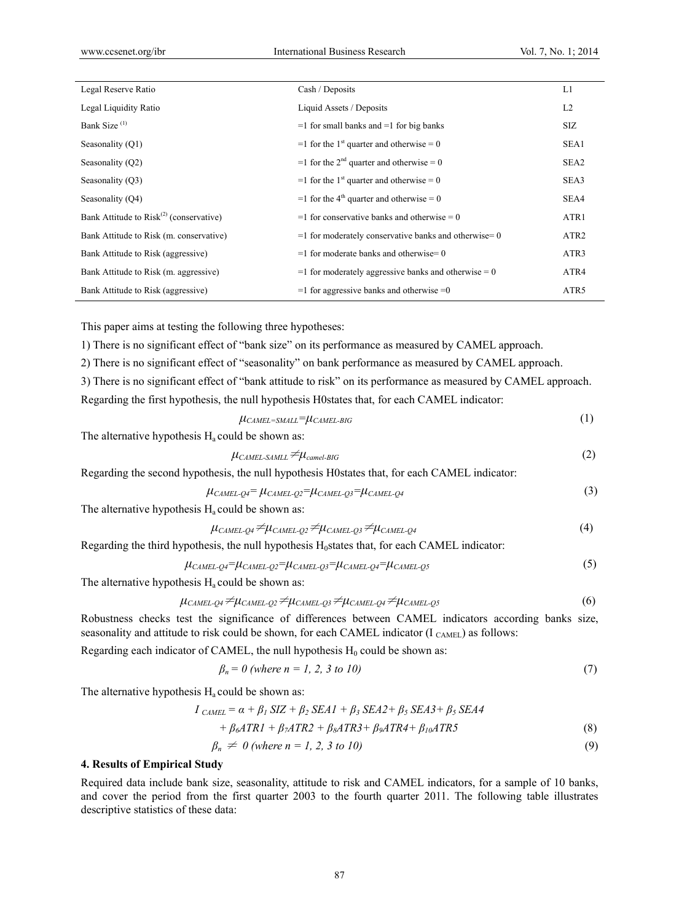| | | |
|---|---|---|
| Legal Reserve Ratio | Cash / Deposits | L1 |
| Legal Liquidity Ratio | Liquid Assets / Deposits | L2 |
| Bank Size [(1)] | =1 for small banks and =1 for big banks | SIZ |
| Seasonality (Q1) | =1 for the 1st quarter and otherwise = 0 | SEA1 |
| Seasonality (Q2) | =1 for the 2nd quarter and otherwise = 0 | SEA2 |
| Seasonality (Q3) | =1 for the 1st quarter and otherwise = 0 | SEA3 |
| Seasonality (Q4) | =1 for the 4th quarter and otherwise = 0 | SEA4 |
| Bank Attitude to Risk[(2)] (conservative) | =1 for conservative banks and otherwise = 0 | ATR1 |
| Bank Attitude to Risk (m. conservative) | =1 for moderately conservative banks and otherwise= 0 | ATR2 |
| Bank Attitude to Risk (aggressive) | =1 for moderate banks and otherwise= 0 | ATR3 |
| Bank Attitude to Risk (m. aggressive) | =1 for moderately aggressive banks and otherwise = 0 | ATR4 |
| Bank Attitude to Risk (aggressive) | =1 for aggressive banks and otherwise =0 | ATR5 |

This paper aims at testing the following three hypotheses:

1) There is no significant effect of "bank size" on its performance as measured by CAMEL approach.

2) There is no significant effect of "seasonality" on bank performance as measured by CAMEL approach.

3) There is no significant effect of "bank attitude to risk" on its performance as measured by CAMEL approach.

Regarding the first hypothesis, the null hypothesis H0states that, for each CAMEL indicator:

$$\mu_{CAMEL=SMALL}=\mu_{CAMEL-BIG} \quad (1)$$

The alternative hypothesis $H_a$ could be shown as:

$$\mu_{CAMEL-SAMLL}\neq\mu_{camel-BIG} \quad (2)$$

Regarding the second hypothesis, the null hypothesis H0states that, for each CAMEL indicator:

$$\mu_{CAMEL-Q4}=\mu_{CAMEL-Q2}=\mu_{CAMEL-Q3}=\mu_{CAMEL-Q4} \quad (3)$$

The alternative hypothesis $H_a$ could be shown as:

$$\mu_{CAMEL-Q4}\neq\mu_{CAMEL-Q2}\neq\mu_{CAMEL-Q3}\neq\mu_{CAMEL-Q4} \quad (4)$$

Regarding the third hypothesis, the null hypothesis $H_0$states that, for each CAMEL indicator:

$$\mu_{CAMEL-Q4}=\mu_{CAMEL-Q2}=\mu_{CAMEL-Q3}=\mu_{CAMEL-Q4}=\mu_{CAMEL-Q5} \quad (5)$$

The alternative hypothesis $H_a$ could be shown as:

$$\mu_{CAMEL-Q4}\neq\mu_{CAMEL-Q2}\neq\mu_{CAMEL-Q3}\neq\mu_{CAMEL-Q4}\neq\mu_{CAMEL-Q5} \quad (6)$$

Robustness checks test the significance of differences between CAMEL indicators according banks size, seasonality and attitude to risk could be shown, for each CAMEL indicator ($I_{CAMEL}$) as follows:

Regarding each indicator of CAMEL, the null hypothesis $H_0$ could be shown as:

$$\beta_n = 0 \text{ (where } n = 1, 2, 3 \text{ to } 10) \quad (7)$$

The alternative hypothesis $H_a$ could be shown as:

$$I_{CAMEL} = \alpha + \beta_1 SIZ + \beta_2 SEA1 + \beta_3 SEA2 + \beta_5 SEA3 + \beta_5 SEA4$$

$$+ \beta_6 ATR1 + \beta_7 ATR2 + \beta_8 ATR3 + \beta_9 ATR4 + \beta_{10} ATR5 \quad (8)$$

$$\beta_n \neq 0 \text{ (where } n = 1, 2, 3 \text{ to } 10) \quad (9)$$

**4. Results of Empirical Study**

Required data include bank size, seasonality, attitude to risk and CAMEL indicators, for a sample of 10 banks, and cover the period from the first quarter 2003 to the fourth quarter 2011. The following table illustrates descriptive statistics of these data: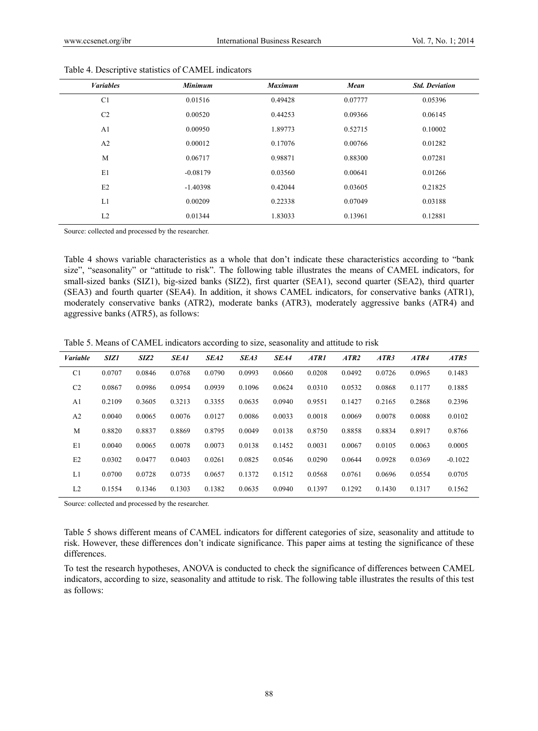Table 4. Descriptive statistics of CAMEL indicators

| *Variables* | *Minimum* | *Maximum* | *Mean* | *Std. Deviation* |
|---|---|---|---|---|
| C1 | 0.01516 | 0.49428 | 0.07777 | 0.05396 |
| C2 | 0.00520 | 0.44253 | 0.09366 | 0.06145 |
| A1 | 0.00950 | 1.89773 | 0.52715 | 0.10002 |
| A2 | 0.00012 | 0.17076 | 0.00766 | 0.01282 |
| M | 0.06717 | 0.98871 | 0.88300 | 0.07281 |
| E1 | -0.08179 | 0.03560 | 0.00641 | 0.01266 |
| E2 | -1.40398 | 0.42044 | 0.03605 | 0.21825 |
| L1 | 0.00209 | 0.22338 | 0.07049 | 0.03188 |
| L2 | 0.01344 | 1.83033 | 0.13961 | 0.12881 |

Source: collected and processed by the researcher.

Table 4 shows variable characteristics as a whole that don't indicate these characteristics according to "bank size", "seasonality" or "attitude to risk". The following table illustrates the means of CAMEL indicators, for small-sized banks (SIZ1), big-sized banks (SIZ2), first quarter (SEA1), second quarter (SEA2), third quarter (SEA3) and fourth quarter (SEA4). In addition, it shows CAMEL indicators, for conservative banks (ATR1), moderately conservative banks (ATR2), moderate banks (ATR3), moderately aggressive banks (ATR4) and aggressive banks (ATR5), as follows:

Table 5. Means of CAMEL indicators according to size, seasonality and attitude to risk

| *Variable* | *SIZ1* | *SIZ2* | *SEA1* | *SEA2* | *SEA3* | *SEA4* | *ATR1* | *ATR2* | *ATR3* | *ATR4* | *ATR5* |
|---|---|---|---|---|---|---|---|---|---|---|---|
| C1 | 0.0707 | 0.0846 | 0.0768 | 0.0790 | 0.0993 | 0.0660 | 0.0208 | 0.0492 | 0.0726 | 0.0965 | 0.1483 |
| C2 | 0.0867 | 0.0986 | 0.0954 | 0.0939 | 0.1096 | 0.0624 | 0.0310 | 0.0532 | 0.0868 | 0.1177 | 0.1885 |
| A1 | 0.2109 | 0.3605 | 0.3213 | 0.3355 | 0.0635 | 0.0940 | 0.9551 | 0.1427 | 0.2165 | 0.2868 | 0.2396 |
| A2 | 0.0040 | 0.0065 | 0.0076 | 0.0127 | 0.0086 | 0.0033 | 0.0018 | 0.0069 | 0.0078 | 0.0088 | 0.0102 |
| M | 0.8820 | 0.8837 | 0.8869 | 0.8795 | 0.0049 | 0.0138 | 0.8750 | 0.8858 | 0.8834 | 0.8917 | 0.8766 |
| E1 | 0.0040 | 0.0065 | 0.0078 | 0.0073 | 0.0138 | 0.1452 | 0.0031 | 0.0067 | 0.0105 | 0.0063 | 0.0005 |
| E2 | 0.0302 | 0.0477 | 0.0403 | 0.0261 | 0.0825 | 0.0546 | 0.0290 | 0.0644 | 0.0928 | 0.0369 | -0.1022 |
| L1 | 0.0700 | 0.0728 | 0.0735 | 0.0657 | 0.1372 | 0.1512 | 0.0568 | 0.0761 | 0.0696 | 0.0554 | 0.0705 |
| L2 | 0.1554 | 0.1346 | 0.1303 | 0.1382 | 0.0635 | 0.0940 | 0.1397 | 0.1292 | 0.1430 | 0.1317 | 0.1562 |

Source: collected and processed by the researcher.

Table 5 shows different means of CAMEL indicators for different categories of size, seasonality and attitude to risk. However, these differences don't indicate significance. This paper aims at testing the significance of these differences.

To test the research hypotheses, ANOVA is conducted to check the significance of differences between CAMEL indicators, according to size, seasonality and attitude to risk. The following table illustrates the results of this test as follows: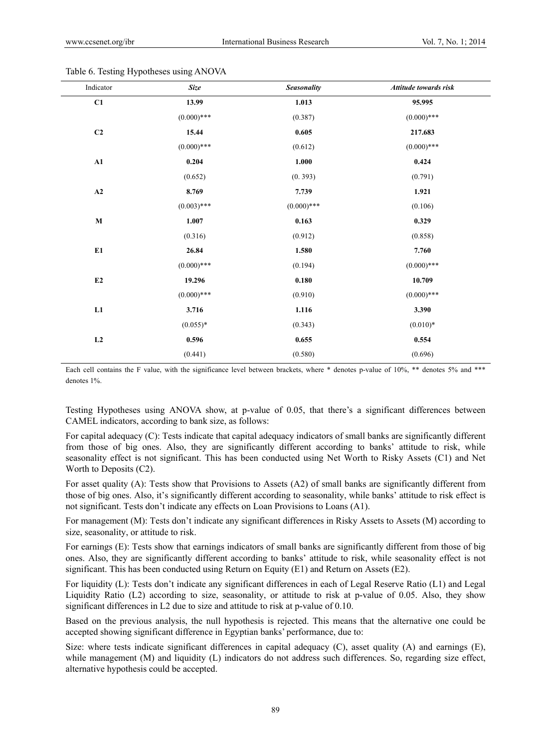Table 6. Testing Hypotheses using ANOVA

| Indicator | *Size* | *Seasonality* | *Attitude towards risk* |
|---|---|---|---|
| **C1** | **13.99** | **1.013** | **95.995** |
| | (0.000)*** | (0.387) | (0.000)*** |
| **C2** | **15.44** | **0.605** | **217.683** |
| | (0.000)*** | (0.612) | (0.000)*** |
| **A1** | **0.204** | **1.000** | **0.424** |
| | (0.652) | (0. 393) | (0.791) |
| **A2** | **8.769** | **7.739** | **1.921** |
| | (0.003)*** | (0.000)*** | (0.106) |
| **M** | **1.007** | **0.163** | **0.329** |
| | (0.316) | (0.912) | (0.858) |
| **E1** | **26.84** | **1.580** | **7.760** |
| | (0.000)*** | (0.194) | (0.000)*** |
| **E2** | **19.296** | **0.180** | **10.709** |
| | (0.000)*** | (0.910) | (0.000)*** |
| **L1** | **3.716** | **1.116** | **3.390** |
| | (0.055)* | (0.343) | (0.010)* |
| **L2** | **0.596** | **0.655** | **0.554** |
| | (0.441) | (0.580) | (0.696) |

Each cell contains the F value, with the significance level between brackets, where * denotes p-value of 10%, ** denotes 5% and *** denotes 1%.

Testing Hypotheses using ANOVA show, at p-value of 0.05, that there's a significant differences between CAMEL indicators, according to bank size, as follows:

For capital adequacy (C): Tests indicate that capital adequacy indicators of small banks are significantly different from those of big ones. Also, they are significantly different according to banks' attitude to risk, while seasonality effect is not significant. This has been conducted using Net Worth to Risky Assets (C1) and Net Worth to Deposits (C2).

For asset quality (A): Tests show that Provisions to Assets (A2) of small banks are significantly different from those of big ones. Also, it's significantly different according to seasonality, while banks' attitude to risk effect is not significant. Tests don't indicate any effects on Loan Provisions to Loans (A1).

For management (M): Tests don't indicate any significant differences in Risky Assets to Assets (M) according to size, seasonality, or attitude to risk.

For earnings (E): Tests show that earnings indicators of small banks are significantly different from those of big ones. Also, they are significantly different according to banks' attitude to risk, while seasonality effect is not significant. This has been conducted using Return on Equity (E1) and Return on Assets (E2).

For liquidity (L): Tests don't indicate any significant differences in each of Legal Reserve Ratio (L1) and Legal Liquidity Ratio (L2) according to size, seasonality, or attitude to risk at p-value of 0.05. Also, they show significant differences in L2 due to size and attitude to risk at p-value of 0.10.

Based on the previous analysis, the null hypothesis is rejected. This means that the alternative one could be accepted showing significant difference in Egyptian banks' performance, due to:

Size: where tests indicate significant differences in capital adequacy (C), asset quality (A) and earnings (E), while management (M) and liquidity (L) indicators do not address such differences. So, regarding size effect, alternative hypothesis could be accepted.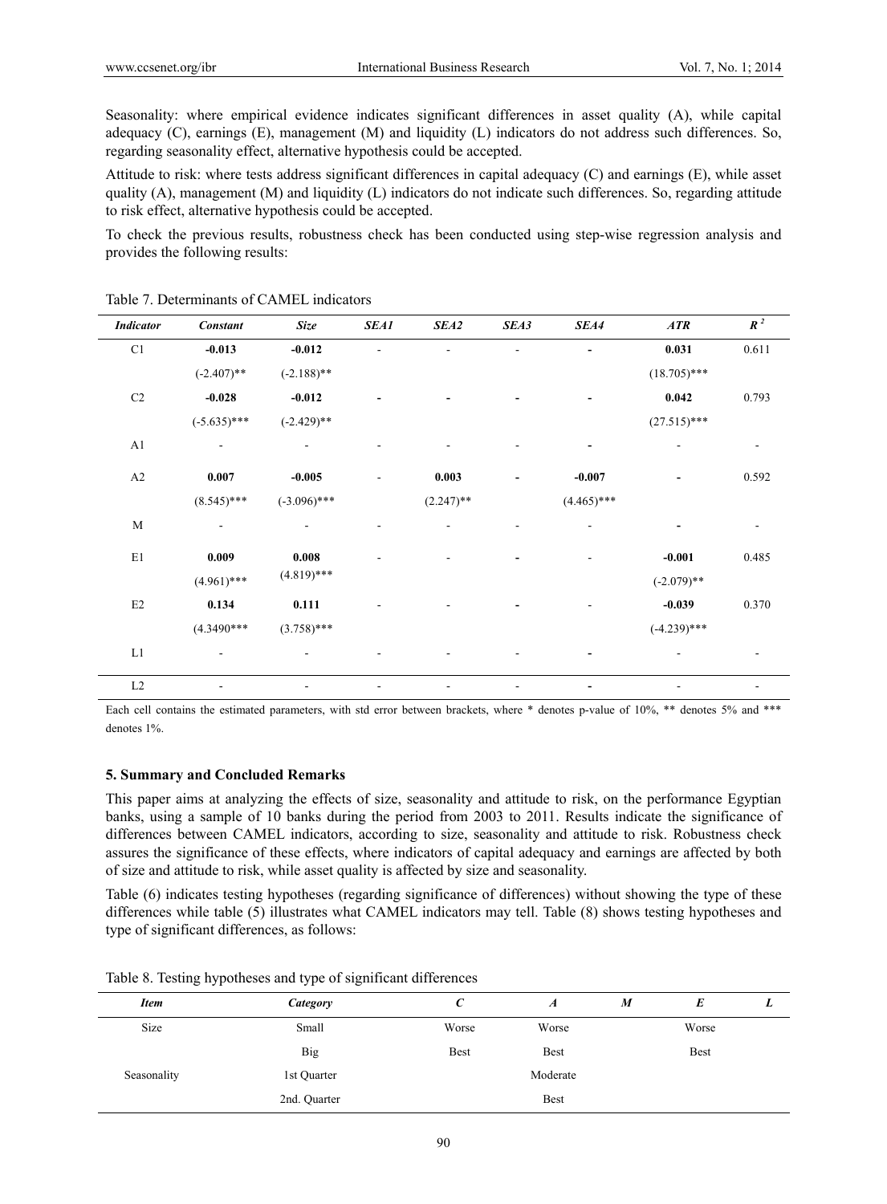Seasonality: where empirical evidence indicates significant differences in asset quality (A), while capital adequacy (C), earnings (E), management (M) and liquidity (L) indicators do not address such differences. So, regarding seasonality effect, alternative hypothesis could be accepted.

Attitude to risk: where tests address significant differences in capital adequacy (C) and earnings (E), while asset quality (A), management (M) and liquidity (L) indicators do not indicate such differences. So, regarding attitude to risk effect, alternative hypothesis could be accepted.

To check the previous results, robustness check has been conducted using step-wise regression analysis and provides the following results:

Table 7. Determinants of CAMEL indicators

| *Indicator* | *Constant* | *Size* | *SEA1* | *SEA2* | *SEA3* | *SEA4* | *ATR* | $R^2$ |
|---|---|---|---|---|---|---|---|---|
| C1 | **-0.013** | **-0.012** | - | - | - | - | **0.031** | 0.611 |
| | (-2.407)** | (-2.188)** | | | | | (18.705)*** | |
| C2 | **-0.028** | **-0.012** | - | - | - | - | **0.042** | 0.793 |
| | (-5.635)*** | (-2.429)** | | | | | (27.515)*** | |
| A1 | - | - | - | - | - | - | - | - |
| A2 | **0.007** | **-0.005** | - | **0.003** | - | **-0.007** | - | 0.592 |
| | (8.545)*** | (-3.096)*** | | (2.247)** | | (4.465)*** | | |
| M | - | - | - | - | - | - | - | - |
| E1 | **0.009** | **0.008** | - | - | - | - | **-0.001** | 0.485 |
| | (4.961)*** | (4.819)*** | | | | | (-2.079)** | |
| E2 | **0.134** | **0.111** | - | - | - | - | **-0.039** | 0.370 |
| | (4.3490*** | (3.758)*** | | | | | (-4.239)*** | |
| L1 | - | - | - | - | - | - | - | - |
| L2 | - | - | - | - | - | - | - | - |

Each cell contains the estimated parameters, with std error between brackets, where * denotes p-value of 10%, ** denotes 5% and *** denotes 1%.

## 5. Summary and Concluded Remarks

This paper aims at analyzing the effects of size, seasonality and attitude to risk, on the performance Egyptian banks, using a sample of 10 banks during the period from 2003 to 2011. Results indicate the significance of differences between CAMEL indicators, according to size, seasonality and attitude to risk. Robustness check assures the significance of these effects, where indicators of capital adequacy and earnings are affected by both of size and attitude to risk, while asset quality is affected by size and seasonality.

Table (6) indicates testing hypotheses (regarding significance of differences) without showing the type of these differences while table (5) illustrates what CAMEL indicators may tell. Table (8) shows testing hypotheses and type of significant differences, as follows:

Table 8. Testing hypotheses and type of significant differences

| *Item* | *Category* | *C* | *A* | *M* | *E* | *L* |
|---|---|---|---|---|---|---|
| Size | Small | Worse | Worse | | Worse | |
| | Big | Best | Best | | Best | |
| Seasonality | 1st Quarter | | Moderate | | | |
| | 2nd. Quarter | | Best | | | |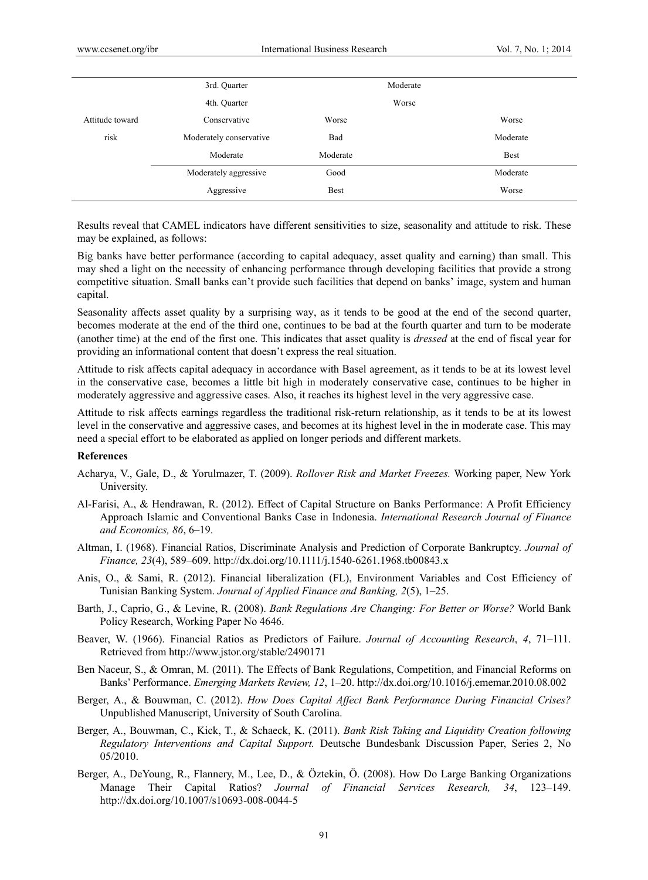| | | | |
|---|---|---|---|
| | 3rd. Quarter | Moderate | |
| | 4th. Quarter | Worse | |
| Attitude toward risk | Conservative | Worse | Worse |
| | Moderately conservative | Bad | Moderate |
| | Moderate | Moderate | Best |
| | Moderately aggressive | Good | Moderate |
| | Aggressive | Best | Worse |

Results reveal that CAMEL indicators have different sensitivities to size, seasonality and attitude to risk. These may be explained, as follows:

Big banks have better performance (according to capital adequacy, asset quality and earning) than small. This may shed a light on the necessity of enhancing performance through developing facilities that provide a strong competitive situation. Small banks can't provide such facilities that depend on banks' image, system and human capital.

Seasonality affects asset quality by a surprising way, as it tends to be good at the end of the second quarter, becomes moderate at the end of the third one, continues to be bad at the fourth quarter and turn to be moderate (another time) at the end of the first one. This indicates that asset quality is *dressed* at the end of fiscal year for providing an informational content that doesn't express the real situation.

Attitude to risk affects capital adequacy in accordance with Basel agreement, as it tends to be at its lowest level in the conservative case, becomes a little bit high in moderately conservative case, continues to be higher in moderately aggressive and aggressive cases. Also, it reaches its highest level in the very aggressive case.

Attitude to risk affects earnings regardless the traditional risk-return relationship, as it tends to be at its lowest level in the conservative and aggressive cases, and becomes at its highest level in the in moderate case. This may need a special effort to be elaborated as applied on longer periods and different markets.

## References

Acharya, V., Gale, D., & Yorulmazer, T. (2009). *Rollover Risk and Market Freezes.* Working paper, New York University.

Al-Farisi, A., & Hendrawan, R. (2012). Effect of Capital Structure on Banks Performance: A Profit Efficiency Approach Islamic and Conventional Banks Case in Indonesia. *International Research Journal of Finance and Economics, 86*, 6–19.

Altman, I. (1968). Financial Ratios, Discriminate Analysis and Prediction of Corporate Bankruptcy. *Journal of Finance, 23*(4), 589–609. http://dx.doi.org/10.1111/j.1540-6261.1968.tb00843.x

Anis, O., & Sami, R. (2012). Financial liberalization (FL), Environment Variables and Cost Efficiency of Tunisian Banking System. *Journal of Applied Finance and Banking, 2*(5), 1–25.

Barth, J., Caprio, G., & Levine, R. (2008). *Bank Regulations Are Changing: For Better or Worse?* World Bank Policy Research, Working Paper No 4646.

Beaver, W. (1966). Financial Ratios as Predictors of Failure. *Journal of Accounting Research*, *4*, 71–111. Retrieved from http://www.jstor.org/stable/2490171

Ben Naceur, S., & Omran, M. (2011). The Effects of Bank Regulations, Competition, and Financial Reforms on Banks' Performance. *Emerging Markets Review, 12*, 1–20. http://dx.doi.org/10.1016/j.ememar.2010.08.002

Berger, A., & Bouwman, C. (2012). *How Does Capital Affect Bank Performance During Financial Crises?* Unpublished Manuscript, University of South Carolina.

Berger, A., Bouwman, C., Kick, T., & Schaeck, K. (2011). *Bank Risk Taking and Liquidity Creation following Regulatory Interventions and Capital Support.* Deutsche Bundesbank Discussion Paper, Series 2, No 05/2010.

Berger, A., DeYoung, R., Flannery, M., Lee, D., & Öztekin, Ö. (2008). How Do Large Banking Organizations Manage Their Capital Ratios? *Journal of Financial Services Research, 34*, 123–149. http://dx.doi.org/10.1007/s10693-008-0044-5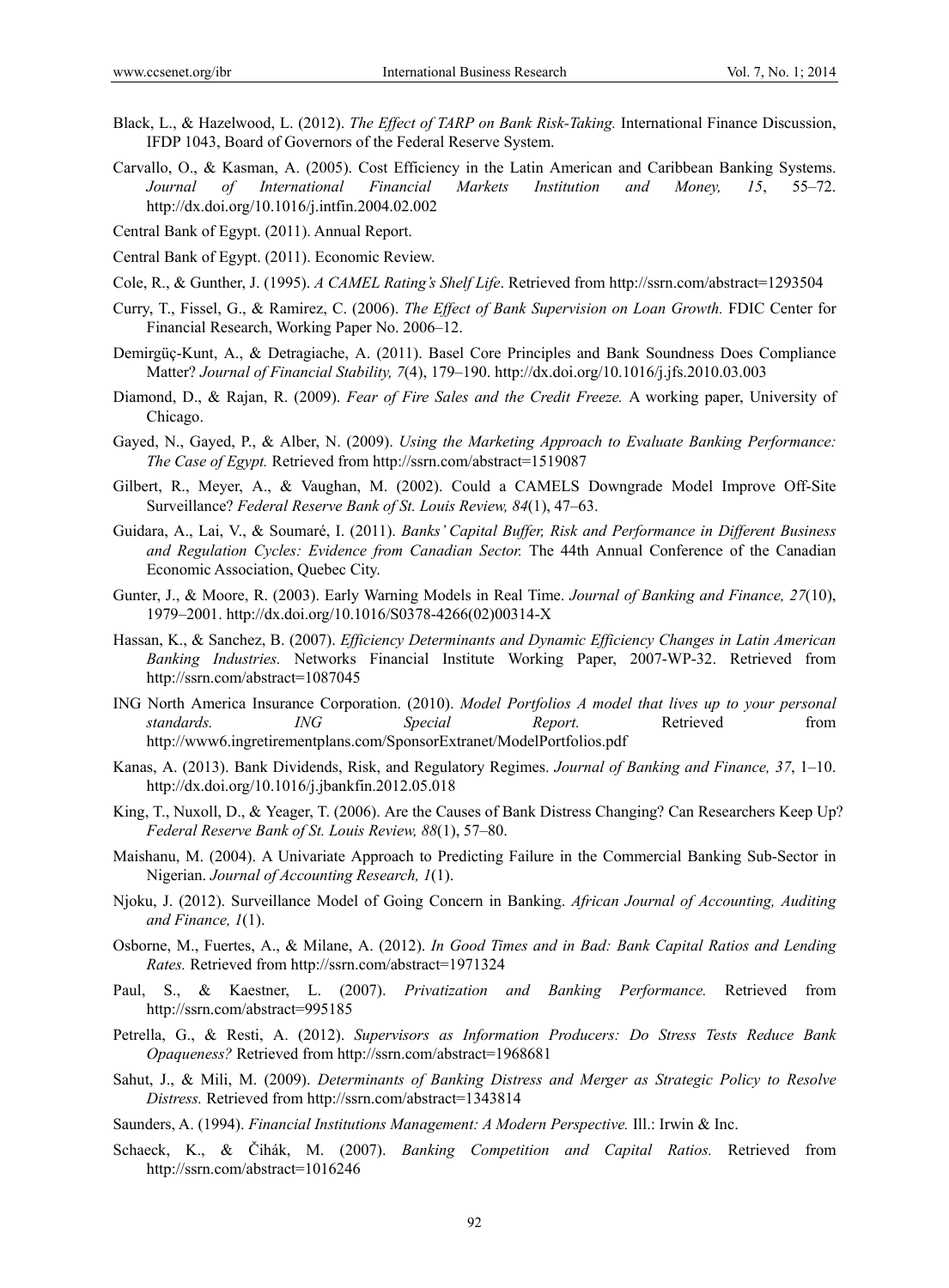Black, L., & Hazelwood, L. (2012). *The Effect of TARP on Bank Risk-Taking.* International Finance Discussion, IFDP 1043, Board of Governors of the Federal Reserve System.

Carvallo, O., & Kasman, A. (2005). Cost Efficiency in the Latin American and Caribbean Banking Systems. *Journal of International Financial Markets Institution and Money, 15*, 55–72. http://dx.doi.org/10.1016/j.intfin.2004.02.002

Central Bank of Egypt. (2011). Annual Report.

Central Bank of Egypt. (2011). Economic Review.

Cole, R., & Gunther, J. (1995). *A CAMEL Rating's Shelf Life*. Retrieved from http://ssrn.com/abstract=1293504

Curry, T., Fissel, G., & Ramirez, C. (2006). *The Effect of Bank Supervision on Loan Growth.* FDIC Center for Financial Research, Working Paper No. 2006–12.

Demirgüç-Kunt, A., & Detragiache, A. (2011). Basel Core Principles and Bank Soundness Does Compliance Matter? *Journal of Financial Stability, 7*(4), 179–190. http://dx.doi.org/10.1016/j.jfs.2010.03.003

Diamond, D., & Rajan, R. (2009). *Fear of Fire Sales and the Credit Freeze.* A working paper, University of Chicago.

Gayed, N., Gayed, P., & Alber, N. (2009). *Using the Marketing Approach to Evaluate Banking Performance: The Case of Egypt.* Retrieved from http://ssrn.com/abstract=1519087

Gilbert, R., Meyer, A., & Vaughan, M. (2002). Could a CAMELS Downgrade Model Improve Off-Site Surveillance? *Federal Reserve Bank of St. Louis Review, 84*(1), 47–63.

Guidara, A., Lai, V., & Soumaré, I. (2011). *Banks' Capital Buffer, Risk and Performance in Different Business and Regulation Cycles: Evidence from Canadian Sector.* The 44th Annual Conference of the Canadian Economic Association, Quebec City.

Gunter, J., & Moore, R. (2003). Early Warning Models in Real Time. *Journal of Banking and Finance, 27*(10), 1979–2001. http://dx.doi.org/10.1016/S0378-4266(02)00314-X

Hassan, K., & Sanchez, B. (2007). *Efficiency Determinants and Dynamic Efficiency Changes in Latin American Banking Industries.* Networks Financial Institute Working Paper, 2007-WP-32. Retrieved from http://ssrn.com/abstract=1087045

ING North America Insurance Corporation. (2010). *Model Portfolios A model that lives up to your personal standards. ING Special Report.* Retrieved from http://www6.ingretirementplans.com/SponsorExtranet/ModelPortfolios.pdf

Kanas, A. (2013). Bank Dividends, Risk, and Regulatory Regimes. *Journal of Banking and Finance, 37*, 1–10. http://dx.doi.org/10.1016/j.jbankfin.2012.05.018

King, T., Nuxoll, D., & Yeager, T. (2006). Are the Causes of Bank Distress Changing? Can Researchers Keep Up? *Federal Reserve Bank of St. Louis Review, 88*(1), 57–80.

Maishanu, M. (2004). A Univariate Approach to Predicting Failure in the Commercial Banking Sub-Sector in Nigerian. *Journal of Accounting Research, 1*(1).

Njoku, J. (2012). Surveillance Model of Going Concern in Banking. *African Journal of Accounting, Auditing and Finance, 1*(1).

Osborne, M., Fuertes, A., & Milane, A. (2012). *In Good Times and in Bad: Bank Capital Ratios and Lending Rates.* Retrieved from http://ssrn.com/abstract=1971324

Paul, S., & Kaestner, L. (2007). *Privatization and Banking Performance.* Retrieved from http://ssrn.com/abstract=995185

Petrella, G., & Resti, A. (2012). *Supervisors as Information Producers: Do Stress Tests Reduce Bank Opaqueness?* Retrieved from http://ssrn.com/abstract=1968681

Sahut, J., & Mili, M. (2009). *Determinants of Banking Distress and Merger as Strategic Policy to Resolve Distress.* Retrieved from http://ssrn.com/abstract=1343814

Saunders, A. (1994). *Financial Institutions Management: A Modern Perspective.* Ill.: Irwin & Inc.

Schaeck, K., & Čihák, M. (2007). *Banking Competition and Capital Ratios.* Retrieved from http://ssrn.com/abstract=1016246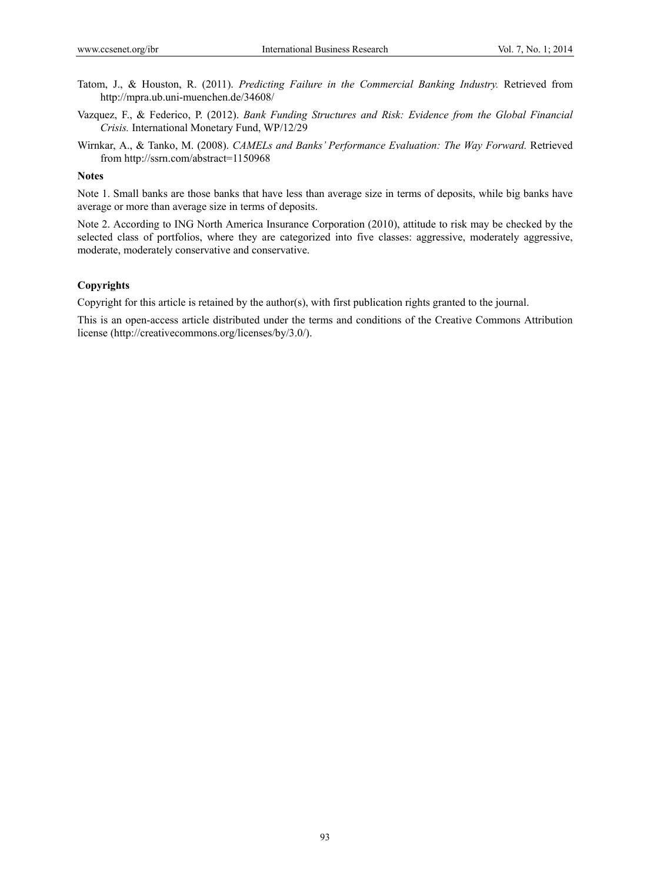Tatom, J., & Houston, R. (2011). *Predicting Failure in the Commercial Banking Industry.* Retrieved from http://mpra.ub.uni-muenchen.de/34608/

Vazquez, F., & Federico, P. (2012). *Bank Funding Structures and Risk: Evidence from the Global Financial Crisis.* International Monetary Fund, WP/12/29

Wirnkar, A., & Tanko, M. (2008). *CAMELs and Banks' Performance Evaluation: The Way Forward.* Retrieved from http://ssrn.com/abstract=1150968

**Notes**

Note 1. Small banks are those banks that have less than average size in terms of deposits, while big banks have average or more than average size in terms of deposits.

Note 2. According to ING North America Insurance Corporation (2010), attitude to risk may be checked by the selected class of portfolios, where they are categorized into five classes: aggressive, moderately aggressive, moderate, moderately conservative and conservative.

**Copyrights**

Copyright for this article is retained by the author(s), with first publication rights granted to the journal.

This is an open-access article distributed under the terms and conditions of the Creative Commons Attribution license (http://creativecommons.org/licenses/by/3.0/).